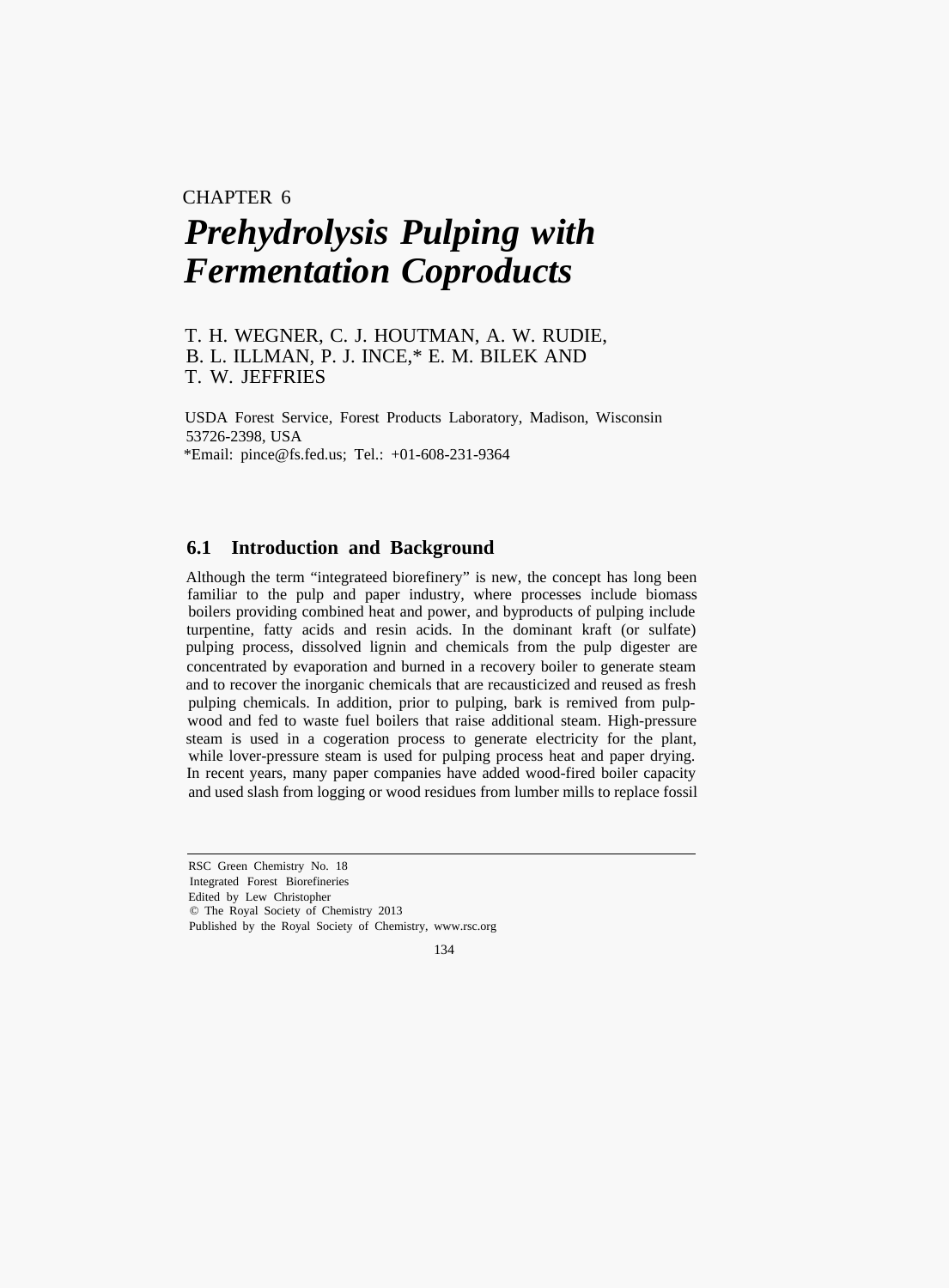CHAPTER 6

# *Prehydrolysis Pulping with Fermentation Coproducts*

T. H. WEGNER, C. J. HOUTMAN, A. W. RUDIE, B. L. ILLMAN, P. J. INCE,* E. M. BILEK AND T. W. JEFFRIES

USDA Forest Service, Forest Products Laboratory, Madison, Wisconsin 53726-2398, USA
*Email: pince@fs.fed.us; Tel.: +01-608-231-9364

## 6.1 Introduction and Background

Although the term "integrateed biorefinery" is new, the concept has long been familiar to the pulp and paper industry, where processes include biomass boilers providing combined heat and power, and byproducts of pulping include turpentine, fatty acids and resin acids. In the dominant kraft (or sulfate) pulping process, dissolved lignin and chemicals from the pulp digester are concentrated by evaporation and burned in a recovery boiler to generate steam and to recover the inorganic chemicals that are recausticized and reused as fresh pulping chemicals. In addition, prior to pulping, bark is remived from pulpwood and fed to waste fuel boilers that raise additional steam. High-pressure steam is used in a cogeration process to generate electricity for the plant, while lover-pressure steam is used for pulping process heat and paper drying. In recent years, many paper companies have added wood-fired boiler capacity and used slash from logging or wood residues from lumber mills to replace fossil

RSC Green Chemistry No. 18
Integrated Forest Biorefineries
Edited by Lew Christopher
© The Royal Society of Chemistry 2013
Published by the Royal Society of Chemistry, www.rsc.org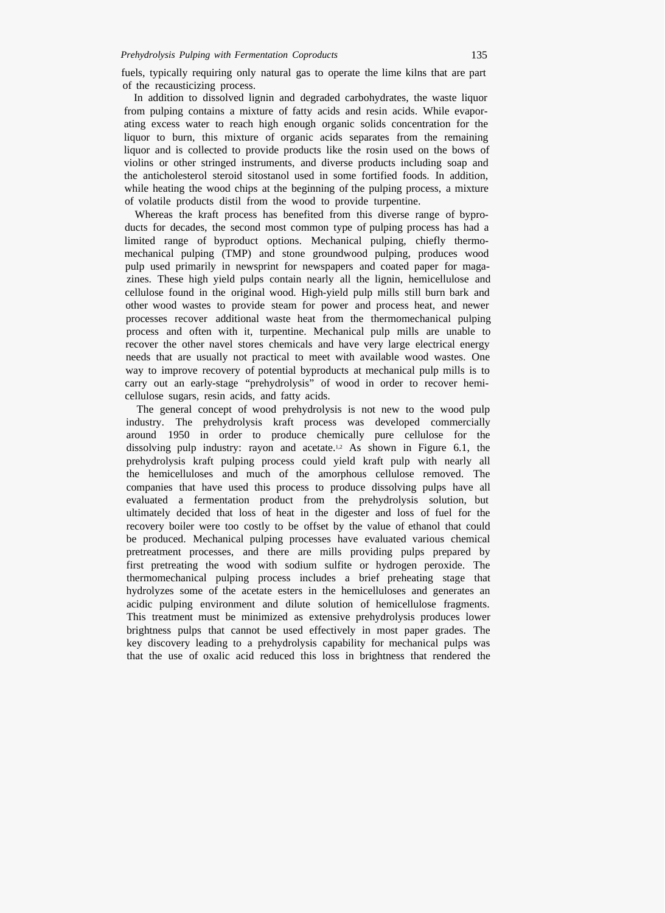fuels, typically requiring only natural gas to operate the lime kilns that are part of the recausticizing process.

In addition to dissolved lignin and degraded carbohydrates, the waste liquor from pulping contains a mixture of fatty acids and resin acids. While evaporating excess water to reach high enough organic solids concentration for the liquor to burn, this mixture of organic acids separates from the remaining liquor and is collected to provide products like the rosin used on the bows of violins or other stringed instruments, and diverse products including soap and the anticholesterol steroid sitostanol used in some fortified foods. In addition, while heating the wood chips at the beginning of the pulping process, a mixture of volatile products distil from the wood to provide turpentine.

Whereas the kraft process has benefited from this diverse range of byproducts for decades, the second most common type of pulping process has had a limited range of byproduct options. Mechanical pulping, chiefly thermomechanical pulping (TMP) and stone groundwood pulping, produces wood pulp used primarily in newsprint for newspapers and coated paper for magazines. These high yield pulps contain nearly all the lignin, hemicellulose and cellulose found in the original wood. High-yield pulp mills still burn bark and other wood wastes to provide steam for power and process heat, and newer processes recover additional waste heat from the thermomechanical pulping process and often with it, turpentine. Mechanical pulp mills are unable to recover the other navel stores chemicals and have very large electrical energy needs that are usually not practical to meet with available wood wastes. One way to improve recovery of potential byproducts at mechanical pulp mills is to carry out an early-stage "prehydrolysis" of wood in order to recover hemicellulose sugars, resin acids, and fatty acids.

The general concept of wood prehydrolysis is not new to the wood pulp industry. The prehydrolysis kraft process was developed commercially around 1950 in order to produce chemically pure cellulose for the dissolving pulp industry: rayon and acetate.[1,2] As shown in Figure 6.1, the prehydrolysis kraft pulping process could yield kraft pulp with nearly all the hemicelluloses and much of the amorphous cellulose removed. The companies that have used this process to produce dissolving pulps have all evaluated a fermentation product from the prehydrolysis solution, but ultimately decided that loss of heat in the digester and loss of fuel for the recovery boiler were too costly to be offset by the value of ethanol that could be produced. Mechanical pulping processes have evaluated various chemical pretreatment processes, and there are mills providing pulps prepared by first pretreating the wood with sodium sulfite or hydrogen peroxide. The thermomechanical pulping process includes a brief preheating stage that hydrolyzes some of the acetate esters in the hemicelluloses and generates an acidic pulping environment and dilute solution of hemicellulose fragments. This treatment must be minimized as extensive prehydrolysis produces lower brightness pulps that cannot be used effectively in most paper grades. The key discovery leading to a prehydrolysis capability for mechanical pulps was that the use of oxalic acid reduced this loss in brightness that rendered the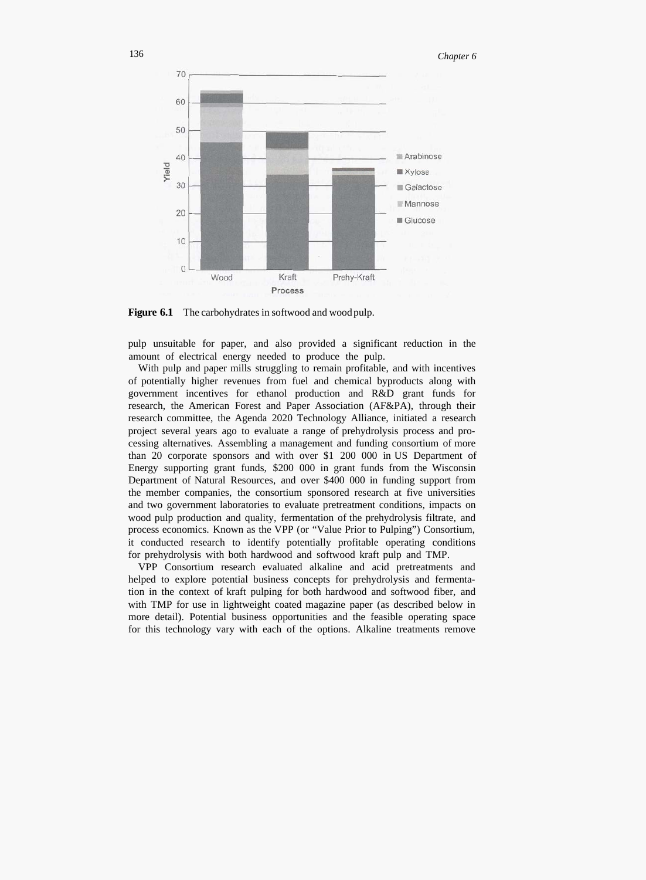**Figure 6.1** The carbohydrates in softwood and wood pulp.

pulp unsuitable for paper, and also provided a significant reduction in the amount of electrical energy needed to produce the pulp.

With pulp and paper mills struggling to remain profitable, and with incentives of potentially higher revenues from fuel and chemical byproducts along with government incentives for ethanol production and R&D grant funds for research, the American Forest and Paper Association (AF&PA), through their research committee, the Agenda 2020 Technology Alliance, initiated a research project several years ago to evaluate a range of prehydrolysis process and processing alternatives. Assembling a management and funding consortium of more than 20 corporate sponsors and with over $1 200 000 in US Department of Energy supporting grant funds, $200 000 in grant funds from the Wisconsin Department of Natural Resources, and over $400 000 in funding support from the member companies, the consortium sponsored research at five universities and two government laboratories to evaluate pretreatment conditions, impacts on wood pulp production and quality, fermentation of the prehydrolysis filtrate, and process economics. Known as the VPP (or "Value Prior to Pulping") Consortium, it conducted research to identify potentially profitable operating conditions for prehydrolysis with both hardwood and softwood kraft pulp and TMP.

VPP Consortium research evaluated alkaline and acid pretreatments and helped to explore potential business concepts for prehydrolysis and fermentation in the context of kraft pulping for both hardwood and softwood fiber, and with TMP for use in lightweight coated magazine paper (as described below in more detail). Potential business opportunities and the feasible operating space for this technology vary with each of the options. Alkaline treatments remove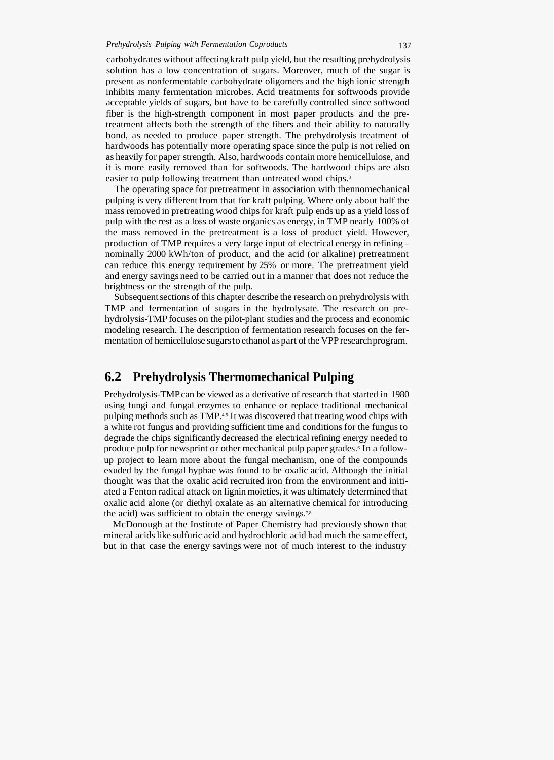carbohydrates without affecting kraft pulp yield, but the resulting prehydrolysis solution has a low concentration of sugars. Moreover, much of the sugar is present as nonfermentable carbohydrate oligomers and the high ionic strength inhibits many fermentation microbes. Acid treatments for softwoods provide acceptable yields of sugars, but have to be carefully controlled since softwood fiber is the high-strength component in most paper products and the pretreatment affects both the strength of the fibers and their ability to naturally bond, as needed to produce paper strength. The prehydrolysis treatment of hardwoods has potentially more operating space since the pulp is not relied on as heavily for paper strength. Also, hardwoods contain more hemicellulose, and it is more easily removed than for softwoods. The hardwood chips are also easier to pulp following treatment than untreated wood chips.[3]

The operating space for pretreatment in association with thennomechanical pulping is very different from that for kraft pulping. Where only about half the mass removed in pretreating wood chips for kraft pulp ends up as a yield loss of pulp with the rest as a loss of waste organics as energy, in TMP nearly 100% of the mass removed in the pretreatment is a loss of product yield. However, production of TMP requires a very large input of electrical energy in refining – nominally 2000 kWh/ton of product, and the acid (or alkaline) pretreatment can reduce this energy requirement by 25% or more. The pretreatment yield and energy savings need to be carried out in a manner that does not reduce the brightness or the strength of the pulp.

Subsequent sections of this chapter describe the research on prehydrolysis with TMP and fermentation of sugars in the hydrolysate. The research on prehydrolysis-TMP focuses on the pilot-plant studies and the process and economic modeling research. The description of fermentation research focuses on the fermentation of hemicellulose sugars to ethanol as part of the VPP research program.

## 6.2 Prehydrolysis Thermomechanical Pulping

Prehydrolysis-TMP can be viewed as a derivative of research that started in 1980 using fungi and fungal enzymes to enhance or replace traditional mechanical pulping methods such as TMP.[4,5] It was discovered that treating wood chips with a white rot fungus and providing sufficient time and conditions for the fungus to degrade the chips significantly decreased the electrical refining energy needed to produce pulp for newsprint or other mechanical pulp paper grades.[6] In a follow-up project to learn more about the fungal mechanism, one of the compounds exuded by the fungal hyphae was found to be oxalic acid. Although the initial thought was that the oxalic acid recruited iron from the environment and initiated a Fenton radical attack on lignin moieties, it was ultimately determined that oxalic acid alone (or diethyl oxalate as an alternative chemical for introducing the acid) was sufficient to obtain the energy savings.[7,8]

McDonough at the Institute of Paper Chemistry had previously shown that mineral acids like sulfuric acid and hydrochloric acid had much the same effect, but in that case the energy savings were not of much interest to the industry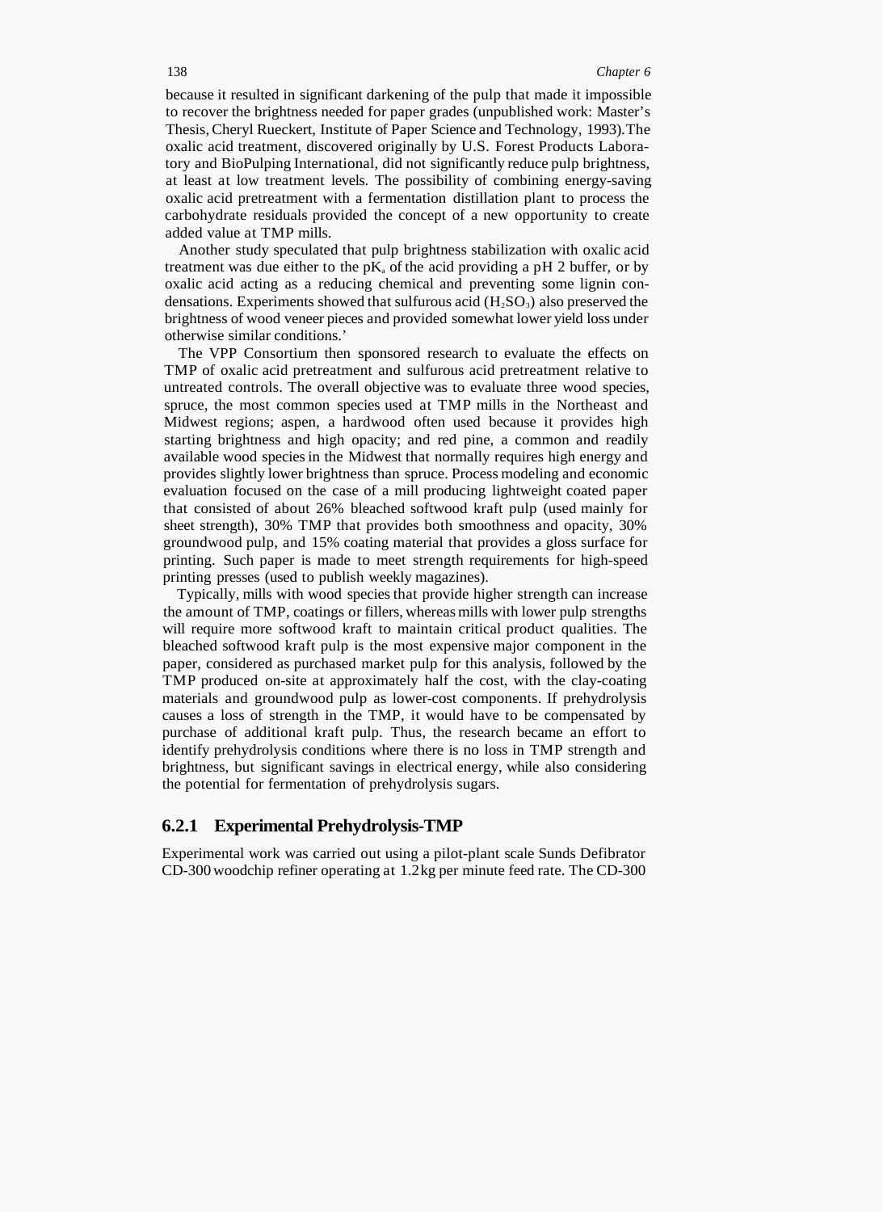because it resulted in significant darkening of the pulp that made it impossible to recover the brightness needed for paper grades (unpublished work: Master's Thesis, Cheryl Rueckert, Institute of Paper Science and Technology, 1993). The oxalic acid treatment, discovered originally by U.S. Forest Products Laboratory and BioPulping International, did not significantly reduce pulp brightness, at least at low treatment levels. The possibility of combining energy-saving oxalic acid pretreatment with a fermentation distillation plant to process the carbohydrate residuals provided the concept of a new opportunity to create added value at TMP mills.

Another study speculated that pulp brightness stabilization with oxalic acid treatment was due either to the $pK_a$ of the acid providing a pH 2 buffer, or by oxalic acid acting as a reducing chemical and preventing some lignin condensations. Experiments showed that sulfurous acid ($H_2SO_3$) also preserved the brightness of wood veneer pieces and provided somewhat lower yield loss under otherwise similar conditions.'

The VPP Consortium then sponsored research to evaluate the effects on TMP of oxalic acid pretreatment and sulfurous acid pretreatment relative to untreated controls. The overall objective was to evaluate three wood species, spruce, the most common species used at TMP mills in the Northeast and Midwest regions; aspen, a hardwood often used because it provides high starting brightness and high opacity; and red pine, a common and readily available wood species in the Midwest that normally requires high energy and provides slightly lower brightness than spruce. Process modeling and economic evaluation focused on the case of a mill producing lightweight coated paper that consisted of about 26% bleached softwood kraft pulp (used mainly for sheet strength), 30% TMP that provides both smoothness and opacity, 30% groundwood pulp, and 15% coating material that provides a gloss surface for printing. Such paper is made to meet strength requirements for high-speed printing presses (used to publish weekly magazines).

Typically, mills with wood species that provide higher strength can increase the amount of TMP, coatings or fillers, whereas mills with lower pulp strengths will require more softwood kraft to maintain critical product qualities. The bleached softwood kraft pulp is the most expensive major component in the paper, considered as purchased market pulp for this analysis, followed by the TMP produced on-site at approximately half the cost, with the clay-coating materials and groundwood pulp as lower-cost components. If prehydrolysis causes a loss of strength in the TMP, it would have to be compensated by purchase of additional kraft pulp. Thus, the research became an effort to identify prehydrolysis conditions where there is no loss in TMP strength and brightness, but significant savings in electrical energy, while also considering the potential for fermentation of prehydrolysis sugars.

### 6.2.1 Experimental Prehydrolysis-TMP

Experimental work was carried out using a pilot-plant scale Sunds Defibrator CD-300 woodchip refiner operating at 1.2 kg per minute feed rate. The CD-300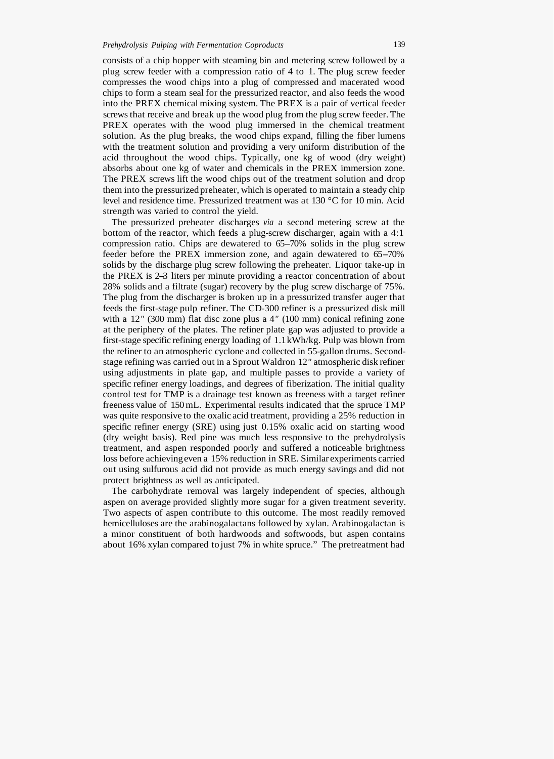consists of a chip hopper with steaming bin and metering screw followed by a plug screw feeder with a compression ratio of 4 to 1. The plug screw feeder compresses the wood chips into a plug of compressed and macerated wood chips to form a steam seal for the pressurized reactor, and also feeds the wood into the PREX chemical mixing system. The PREX is a pair of vertical feeder screws that receive and break up the wood plug from the plug screw feeder. The PREX operates with the wood plug immersed in the chemical treatment solution. As the plug breaks, the wood chips expand, filling the fiber lumens with the treatment solution and providing a very uniform distribution of the acid throughout the wood chips. Typically, one kg of wood (dry weight) absorbs about one kg of water and chemicals in the PREX immersion zone. The PREX screws lift the wood chips out of the treatment solution and drop them into the pressurized preheater, which is operated to maintain a steady chip level and residence time. Pressurized treatment was at 130 °C for 10 min. Acid strength was varied to control the yield.

The pressurized preheater discharges *via* a second metering screw at the bottom of the reactor, which feeds a plug-screw discharger, again with a 4:1 compression ratio. Chips are dewatered to 65–70% solids in the plug screw feeder before the PREX immersion zone, and again dewatered to 65–70% solids by the discharge plug screw following the preheater. Liquor take-up in the PREX is 2–3 liters per minute providing a reactor concentration of about 28% solids and a filtrate (sugar) recovery by the plug screw discharge of 75%. The plug from the discharger is broken up in a pressurized transfer auger that feeds the first-stage pulp refiner. The CD-300 refiner is a pressurized disk mill with a 12″ (300 mm) flat disc zone plus a 4″ (100 mm) conical refining zone at the periphery of the plates. The refiner plate gap was adjusted to provide a first-stage specific refining energy loading of 1.1 kWh/kg. Pulp was blown from the refiner to an atmospheric cyclone and collected in 55-gallon drums. Second-stage refining was carried out in a Sprout Waldron 12″ atmospheric disk refiner using adjustments in plate gap, and multiple passes to provide a variety of specific refiner energy loadings, and degrees of fiberization. The initial quality control test for TMP is a drainage test known as freeness with a target refiner freeness value of 150 mL. Experimental results indicated that the spruce TMP was quite responsive to the oxalic acid treatment, providing a 25% reduction in specific refiner energy (SRE) using just 0.15% oxalic acid on starting wood (dry weight basis). Red pine was much less responsive to the prehydrolysis treatment, and aspen responded poorly and suffered a noticeable brightness loss before achieving even a 15% reduction in SRE. Similar experiments carried out using sulfurous acid did not provide as much energy savings and did not protect brightness as well as anticipated.

The carbohydrate removal was largely independent of species, although aspen on average provided slightly more sugar for a given treatment severity. Two aspects of aspen contribute to this outcome. The most readily removed hemicelluloses are the arabinogalactans followed by xylan. Arabinogalactan is a minor constituent of both hardwoods and softwoods, but aspen contains about 16% xylan compared to just 7% in white spruce.” The pretreatment had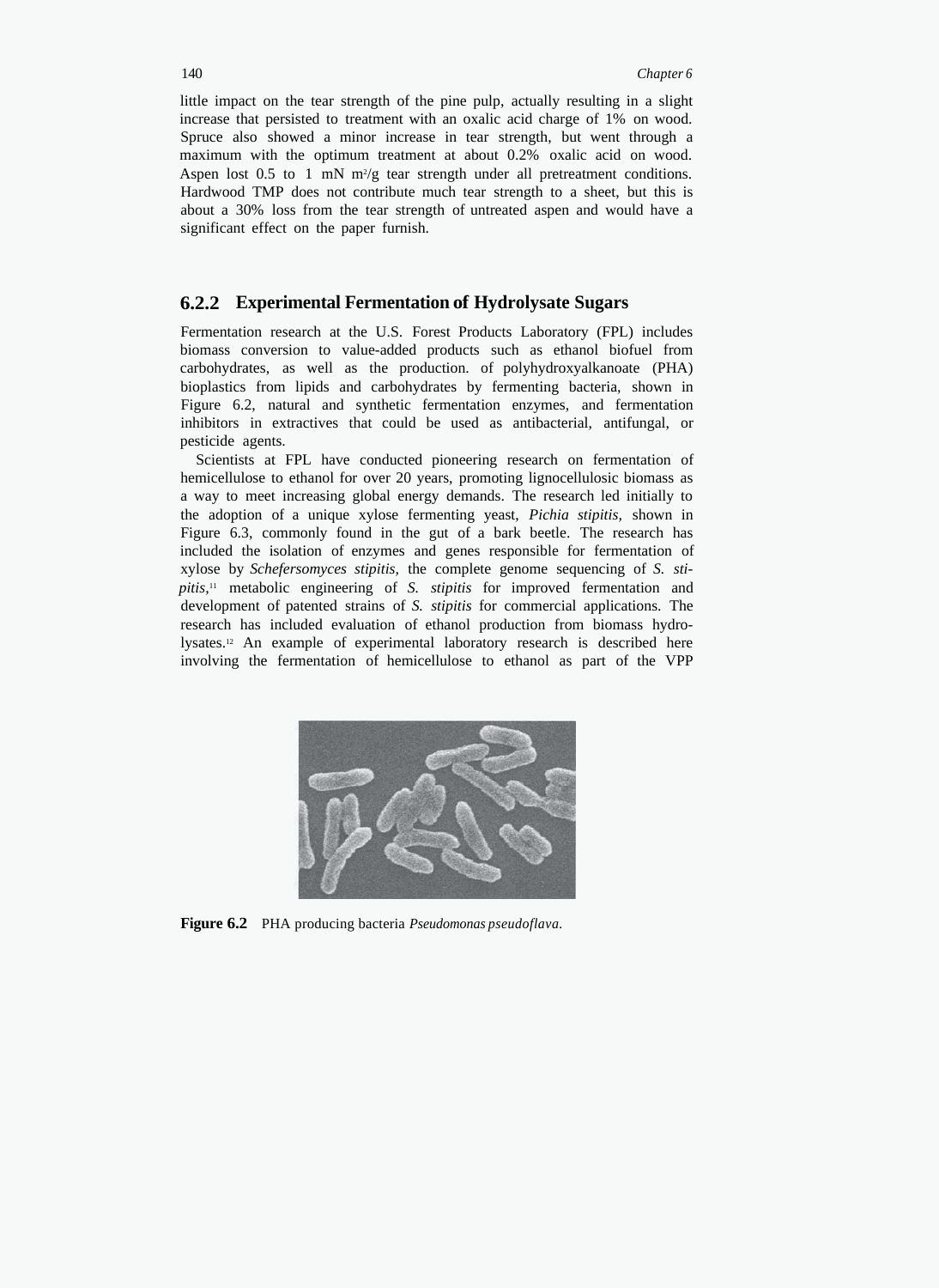little impact on the tear strength of the pine pulp, actually resulting in a slight increase that persisted to treatment with an oxalic acid charge of 1% on wood. Spruce also showed a minor increase in tear strength, but went through a maximum with the optimum treatment at about 0.2% oxalic acid on wood. Aspen lost 0.5 to 1 mN $m^2$/g tear strength under all pretreatment conditions. Hardwood TMP does not contribute much tear strength to a sheet, but this is about a 30% loss from the tear strength of untreated aspen and would have a significant effect on the paper furnish.

### 6.2.2 Experimental Fermentation of Hydrolysate Sugars

Fermentation research at the U.S. Forest Products Laboratory (FPL) includes biomass conversion to value-added products such as ethanol biofuel from carbohydrates, as well as the production. of polyhydroxyalkanoate (PHA) bioplastics from lipids and carbohydrates by fermenting bacteria, shown in Figure 6.2, natural and synthetic fermentation enzymes, and fermentation inhibitors in extractives that could be used as antibacterial, antifungal, or pesticide agents.

Scientists at FPL have conducted pioneering research on fermentation of hemicellulose to ethanol for over 20 years, promoting lignocellulosic biomass as a way to meet increasing global energy demands. The research led initially to the adoption of a unique xylose fermenting yeast, *Pichia stipitis,* shown in Figure 6.3, commonly found in the gut of a bark beetle. The research has included the isolation of enzymes and genes responsible for fermentation of xylose by *Schefersomyces stipitis,* the complete genome sequencing of *S. stipitis*,[11] metabolic engineering of *S. stipitis* for improved fermentation and development of patented strains of *S. stipitis* for commercial applications. The research has included evaluation of ethanol production from biomass hydrolysates.[12] An example of experimental laboratory research is described here involving the fermentation of hemicellulose to ethanol as part of the VPP

**Figure 6.2** PHA producing bacteria *Pseudomonas pseudoflava*.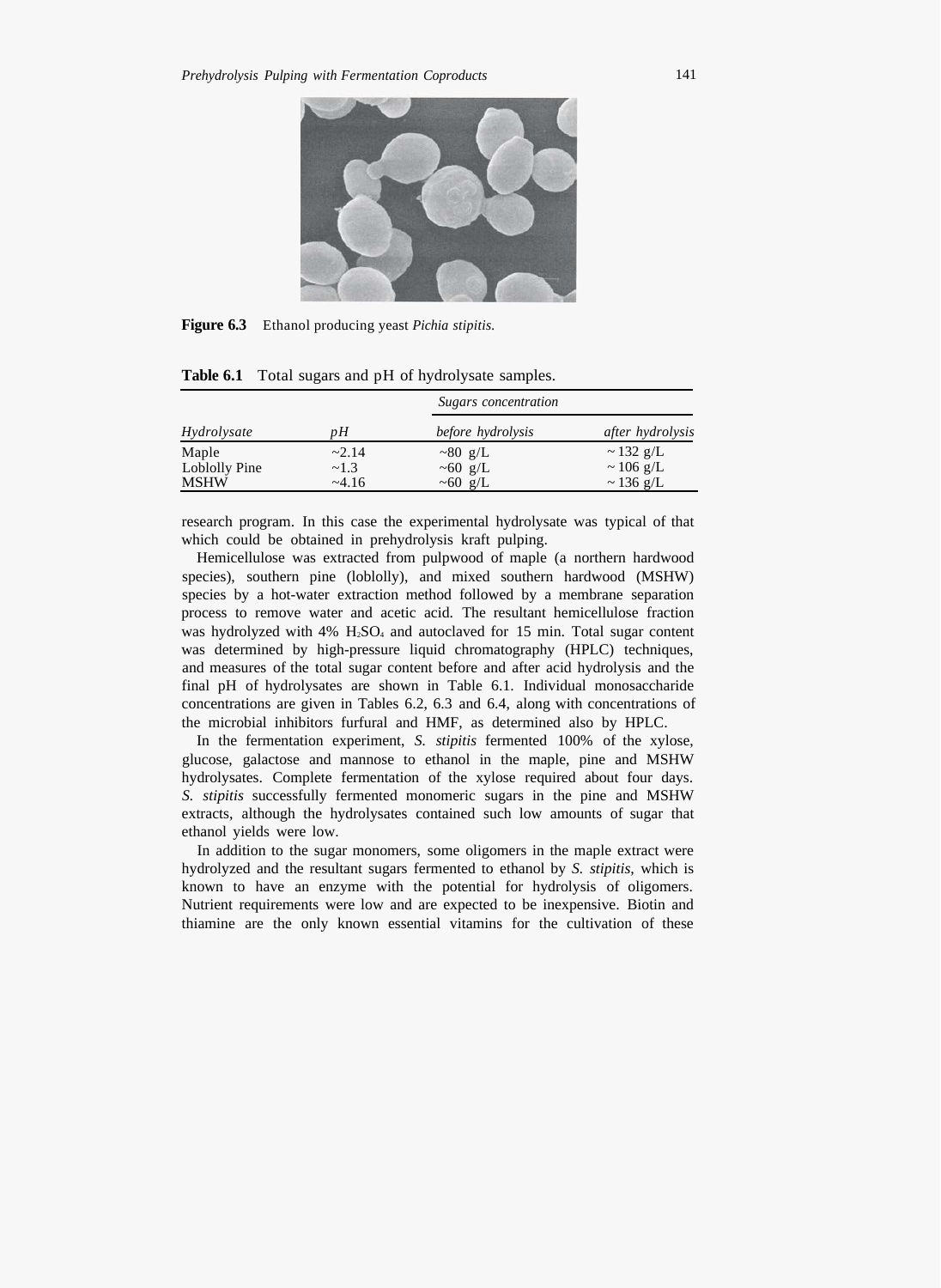**Figure 6.3** Ethanol producing yeast *Pichia stipitis.*

**Table 6.1** Total sugars and pH of hydrolysate samples.

| | | Sugars concentration | |
|---|---|---|---|
| *Hydrolysate* | *pH* | *before hydrolysis* | *after hydrolysis* |
| Maple | ~2.14 | ~80 g/L | ~ 132 g/L |
| Loblolly Pine | ~1.3 | ~60 g/L | ~ 106 g/L |
| MSHW | ~4.16 | ~60 g/L | ~ 136 g/L |

research program. In this case the experimental hydrolysate was typical of that which could be obtained in prehydrolysis kraft pulping.

Hemicellulose was extracted from pulpwood of maple (a northern hardwood species), southern pine (loblolly), and mixed southern hardwood (MSHW) species by a hot-water extraction method followed by a membrane separation process to remove water and acetic acid. The resultant hemicellulose fraction was hydrolyzed with 4% $H_2SO_4$ and autoclaved for 15 min. Total sugar content was determined by high-pressure liquid chromatography (HPLC) techniques, and measures of the total sugar content before and after acid hydrolysis and the final pH of hydrolysates are shown in Table 6.1. Individual monosaccharide concentrations are given in Tables 6.2, 6.3 and 6.4, along with concentrations of the microbial inhibitors furfural and HMF, as determined also by HPLC.

In the fermentation experiment, *S. stipitis* fermented 100% of the xylose, glucose, galactose and mannose to ethanol in the maple, pine and MSHW hydrolysates. Complete fermentation of the xylose required about four days. *S. stipitis* successfully fermented monomeric sugars in the pine and MSHW extracts, although the hydrolysates contained such low amounts of sugar that ethanol yields were low.

In addition to the sugar monomers, some oligomers in the maple extract were hydrolyzed and the resultant sugars fermented to ethanol by *S. stipitis,* which is known to have an enzyme with the potential for hydrolysis of oligomers. Nutrient requirements were low and are expected to be inexpensive. Biotin and thiamine are the only known essential vitamins for the cultivation of these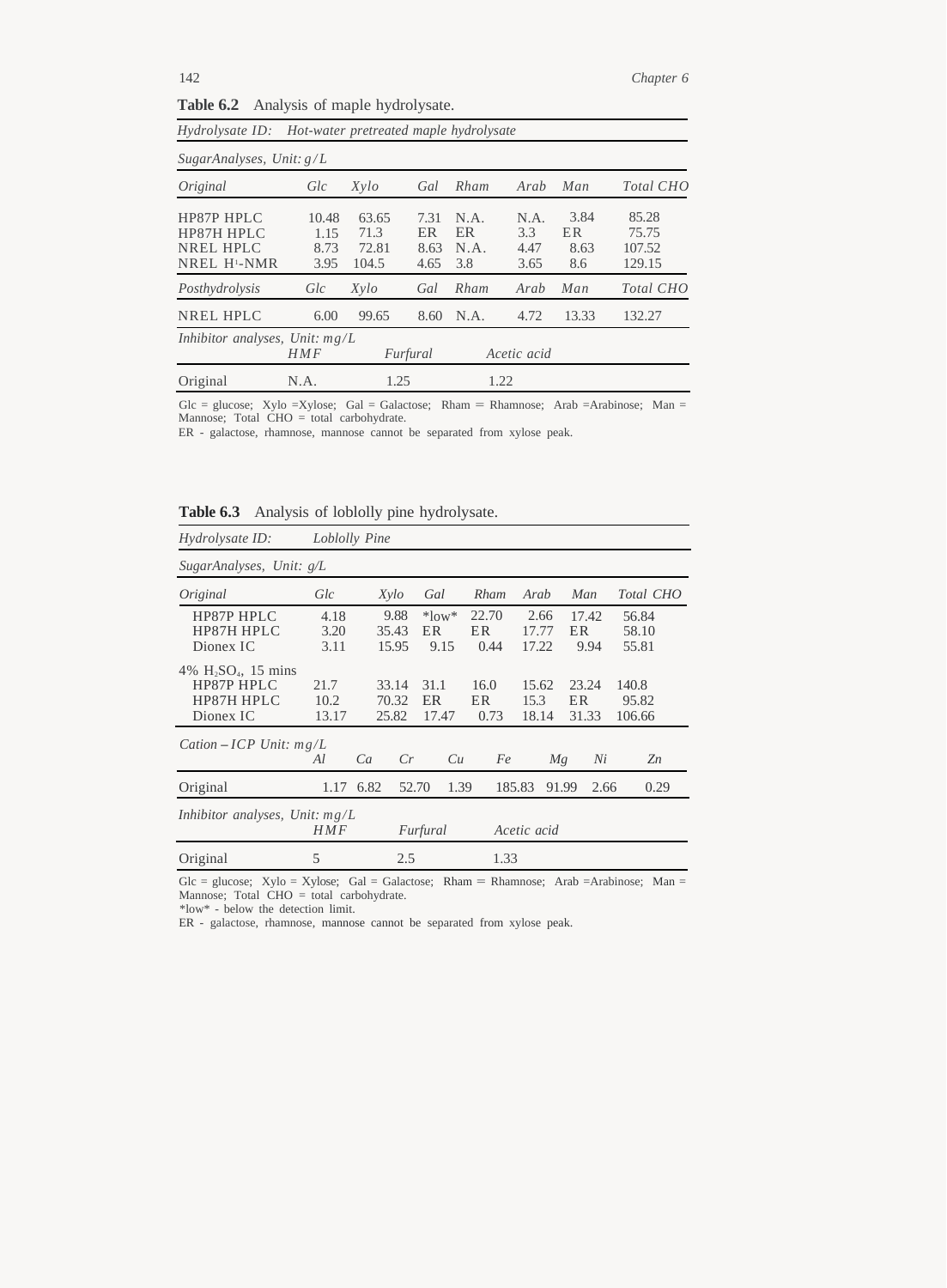**Table 6.2** Analysis of maple hydrolysate.

| *Hydrolysate ID:* | *Hot-water pretreated maple hydrolysate* | | | | | | |
|---|---|---|---|---|---|---|---|
| *SugarAnalyses, Unit: g/L* | | | | | | | |
| *Original* | *Glc* | *Xylo* | *Gal* | *Rham* | *Arab* | *Man* | *Total CHO* |
| HP87P HPLC | 10.48 | 63.65 | 7.31 | N.A. | N.A. | 3.84 | 85.28 |
| HP87H HPLC | 1.15 | 71.3 | ER | ER | 3.3 | ER | 75.75 |
| NREL HPLC | 8.73 | 72.81 | 8.63 | N.A. | 4.47 | 8.63 | 107.52 |
| NREL $H^1$-NMR | 3.95 | 104.5 | 4.65 | 3.8 | 3.65 | 8.6 | 129.15 |
| *Posthydrolysis* | *Glc* | *Xylo* | *Gal* | *Rham* | *Arab* | *Man* | *Total CHO* |
| NREL HPLC | 6.00 | 99.65 | 8.60 | N.A. | 4.72 | 13.33 | 132.27 |

| *Inhibitor analyses, Unit: mg/L* | *HMF* | *Furfural* | *Acetic acid* |
|---|---|---|---|
| Original | N.A. | 1.25 | 1.22 |

Glc = glucose; Xylo =Xylose; Gal = Galactose; Rham = Rhamnose; Arab =Arabinose; Man = Mannose; Total CHO = total carbohydrate.
ER - galactose, rhamnose, mannose cannot be separated from xylose peak.

**Table 6.3** Analysis of loblolly pine hydrolysate.

| *Hydrolysate ID:* | *Loblolly Pine* | | | | | | |
|---|---|---|---|---|---|---|---|
| *SugarAnalyses, Unit: g/L* | | | | | | | |
| *Original* | *Glc* | *Xylo* | *Gal* | *Rham* | *Arab* | *Man* | *Total CHO* |
| HP87P HPLC | 4.18 | 9.88 | \*low\* | 22.70 | 2.66 | 17.42 | 56.84 |
| HP87H HPLC | 3.20 | 35.43 | ER | ER | 17.77 | ER | 58.10 |
| Dionex IC | 3.11 | 15.95 | 9.15 | 0.44 | 17.22 | 9.94 | 55.81 |
| 4% $H_2SO_4$, 15 mins | | | | | | | |
| HP87P HPLC | 21.7 | 33.14 | 31.1 | 16.0 | 15.62 | 23.24 | 140.8 |
| HP87H HPLC | 10.2 | 70.32 | ER | ER | 15.3 | ER | 95.82 |
| Dionex IC | 13.17 | 25.82 | 17.47 | 0.73 | 18.14 | 31.33 | 106.66 |

| *Cation – ICP Unit: mg/L* | *Al* | *Ca* | *Cr* | *Cu* | *Fe* | *Mg* | *Ni* | *Zn* |
|---|---|---|---|---|---|---|---|---|
| Original | 1.17 | 6.82 | 52.70 | 1.39 | 185.83 | 91.99 | 2.66 | 0.29 |

| *Inhibitor analyses, Unit: mg/L* | *HMF* | *Furfural* | *Acetic acid* |
|---|---|---|---|
| Original | 5 | 2.5 | 1.33 |

Glc = glucose; Xylo = Xylose; Gal = Galactose; Rham = Rhamnose; Arab =Arabinose; Man = Mannose; Total CHO = total carbohydrate.
\*low\* - below the detection limit.
ER - galactose, rhamnose, mannose cannot be separated from xylose peak.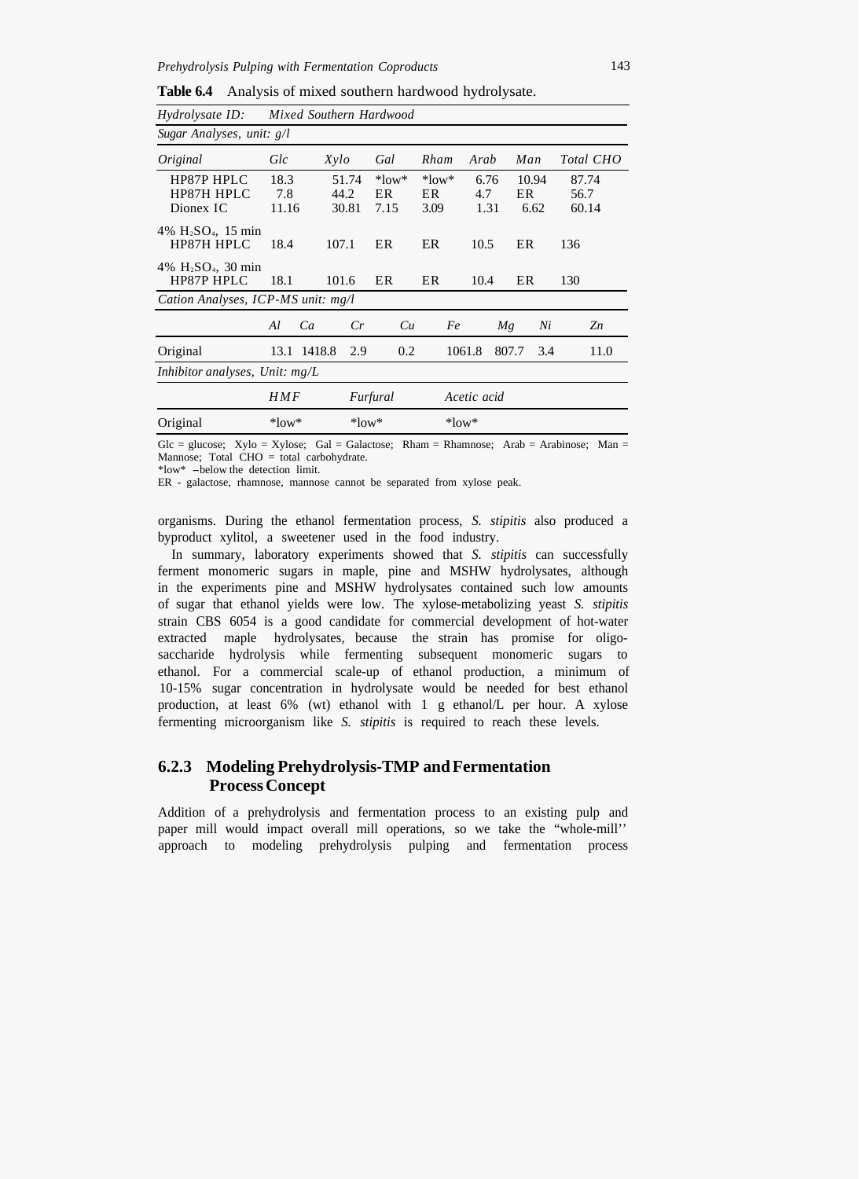**Table 6.4** Analysis of mixed southern hardwood hydrolysate.

| *Hydrolysate ID:* | *Mixed Southern Hardwood* | | | | | | | |
|---|---|---|---|---|---|---|---|---|
| *Sugar Analyses, unit: g/l* | | | | | | | | |
| *Original* | *Glc* | *Xylo* | *Gal* | *Rham* | *Arab* | *Man* | *Total CHO* | |
| HP87P HPLC | 18.3 | 51.74 | *low* | *low* | 6.76 | 10.94 | 87.74 | |
| HP87H HPLC | 7.8 | 44.2 | ER | ER | 4.7 | ER | 56.7 | |
| Dionex IC | 11.16 | 30.81 | 7.15 | 3.09 | 1.31 | 6.62 | 60.14 | |
| 4% $H_2SO_4$, 15 min HP87H HPLC | 18.4 | 107.1 | ER | ER | 10.5 | ER | 136 | |
| 4% $H_2SO_4$, 30 min HP87P HPLC | 18.1 | 101.6 | ER | ER | 10.4 | ER | 130 | |
| *Cation Analyses, ICP-MS unit: mg/l* | | | | | | | | |
| | *Al* | *Ca* | *Cr* | *Cu* | *Fe* | *Mg* | *Ni* | *Zn* |
| Original | 13.1 | 1418.8 | 2.9 | 0.2 | 1061.8 | 807.7 | 3.4 | 11.0 |
| *Inhibitor analyses, Unit: mg/L* | | | | | | | | |
| | *HMF* | | *Furfural* | | *Acetic acid* | | | |
| Original | *low* | | *low* | | *low* | | | |

Glc = glucose; Xylo = Xylose; Gal = Galactose; Rham = Rhamnose; Arab = Arabinose; Man = Mannose; Total CHO = total carbohydrate.
*low* – below the detection limit.
ER - galactose, rhamnose, mannose cannot be separated from xylose peak.

organisms. During the ethanol fermentation process, *S. stipitis* also produced a byproduct xylitol, a sweetener used in the food industry.

In summary, laboratory experiments showed that *S. stipitis* can successfully ferment monomeric sugars in maple, pine and MSHW hydrolysates, although in the experiments pine and MSHW hydrolysates contained such low amounts of sugar that ethanol yields were low. The xylose-metabolizing yeast *S. stipitis* strain CBS 6054 is a good candidate for commercial development of hot-water extracted maple hydrolysates, because the strain has promise for oligosaccharide hydrolysis while fermenting subsequent monomeric sugars to ethanol. For a commercial scale-up of ethanol production, a minimum of 10-15% sugar concentration in hydrolysate would be needed for best ethanol production, at least 6% (wt) ethanol with 1 g ethanol/L per hour. A xylose fermenting microorganism like *S. stipitis* is required to reach these levels.

### 6.2.3 Modeling Prehydrolysis-TMP and Fermentation Process Concept

Addition of a prehydrolysis and fermentation process to an existing pulp and paper mill would impact overall mill operations, so we take the "whole-mill" approach to modeling prehydrolysis pulping and fermentation process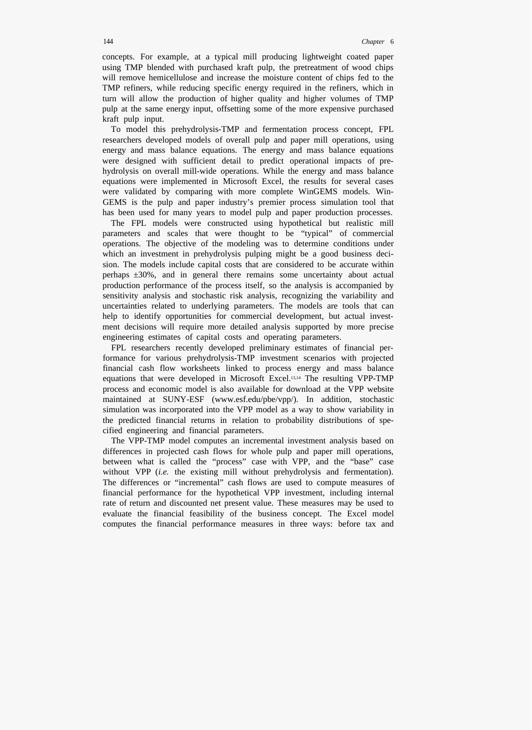concepts. For example, at a typical mill producing lightweight coated paper using TMP blended with purchased kraft pulp, the pretreatment of wood chips will remove hemicellulose and increase the moisture content of chips fed to the TMP refiners, while reducing specific energy required in the refiners, which in turn will allow the production of higher quality and higher volumes of TMP pulp at the same energy input, offsetting some of the more expensive purchased kraft pulp input.

To model this prehydrolysis-TMP and fermentation process concept, FPL researchers developed models of overall pulp and paper mill operations, using energy and mass balance equations. The energy and mass balance equations were designed with sufficient detail to predict operational impacts of prehydrolysis on overall mill-wide operations. While the energy and mass balance equations were implemented in Microsoft Excel, the results for several cases were validated by comparing with more complete WinGEMS models. WinGEMS is the pulp and paper industry's premier process simulation tool that has been used for many years to model pulp and paper production processes.

The FPL models were constructed using hypothetical but realistic mill parameters and scales that were thought to be "typical" of commercial operations. The objective of the modeling was to determine conditions under which an investment in prehydrolysis pulping might be a good business decision. The models include capital costs that are considered to be accurate within perhaps ±30%, and in general there remains some uncertainty about actual production performance of the process itself, so the analysis is accompanied by sensitivity analysis and stochastic risk analysis, recognizing the variability and uncertainties related to underlying parameters. The models are tools that can help to identify opportunities for commercial development, but actual investment decisions will require more detailed analysis supported by more precise engineering estimates of capital costs and operating parameters.

FPL researchers recently developed preliminary estimates of financial performance for various prehydrolysis-TMP investment scenarios with projected financial cash flow worksheets linked to process energy and mass balance equations that were developed in Microsoft Excel.[13,14] The resulting VPP-TMP process and economic model is also available for download at the VPP website maintained at SUNY-ESF (www.esf.edu/pbe/vpp/). In addition, stochastic simulation was incorporated into the VPP model as a way to show variability in the predicted financial returns in relation to probability distributions of specified engineering and financial parameters.

The VPP-TMP model computes an incremental investment analysis based on differences in projected cash flows for whole pulp and paper mill operations, between what is called the "process" case with VPP, and the "base" case without VPP (*i.e.* the existing mill without prehydrolysis and fermentation). The differences or "incremental" cash flows are used to compute measures of financial performance for the hypothetical VPP investment, including internal rate of return and discounted net present value. These measures may be used to evaluate the financial feasibility of the business concept. The Excel model computes the financial performance measures in three ways: before tax and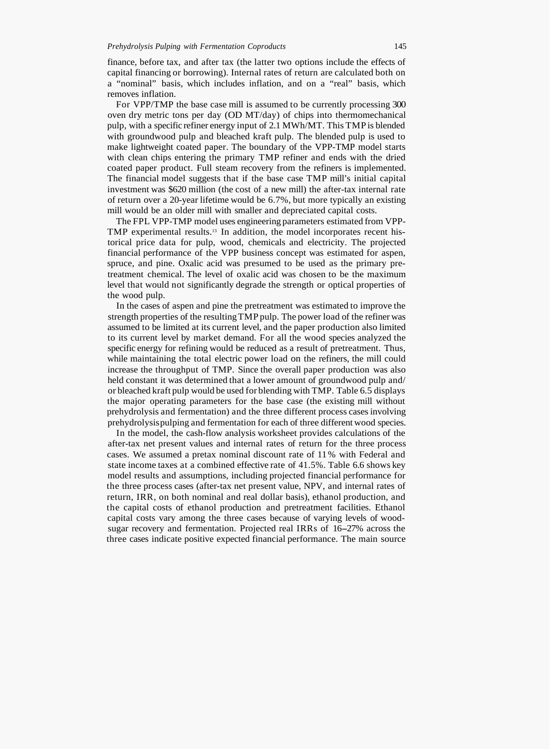finance, before tax, and after tax (the latter two options include the effects of capital financing or borrowing). Internal rates of return are calculated both on a "nominal" basis, which includes inflation, and on a "real" basis, which removes inflation.

For VPP/TMP the base case mill is assumed to be currently processing 300 oven dry metric tons per day (OD MT/day) of chips into thermomechanical pulp, with a specific refiner energy input of 2.1 MWh/MT. This TMP is blended with groundwood pulp and bleached kraft pulp. The blended pulp is used to make lightweight coated paper. The boundary of the VPP-TMP model starts with clean chips entering the primary TMP refiner and ends with the dried coated paper product. Full steam recovery from the refiners is implemented. The financial model suggests that if the base case TMP mill's initial capital investment was $620 million (the cost of a new mill) the after-tax internal rate of return over a 20-year lifetime would be 6.7%, but more typically an existing mill would be an older mill with smaller and depreciated capital costs.

The FPL VPP-TMP model uses engineering parameters estimated from VPP-TMP experimental results.[13] In addition, the model incorporates recent historical price data for pulp, wood, chemicals and electricity. The projected financial performance of the VPP business concept was estimated for aspen, spruce, and pine. Oxalic acid was presumed to be used as the primary pretreatment chemical. The level of oxalic acid was chosen to be the maximum level that would not significantly degrade the strength or optical properties of the wood pulp.

In the cases of aspen and pine the pretreatment was estimated to improve the strength properties of the resulting TMP pulp. The power load of the refiner was assumed to be limited at its current level, and the paper production also limited to its current level by market demand. For all the wood species analyzed the specific energy for refining would be reduced as a result of pretreatment. Thus, while maintaining the total electric power load on the refiners, the mill could increase the throughput of TMP. Since the overall paper production was also held constant it was determined that a lower amount of groundwood pulp and/or bleached kraft pulp would be used for blending with TMP. Table 6.5 displays the major operating parameters for the base case (the existing mill without prehydrolysis and fermentation) and the three different process cases involving prehydrolysis pulping and fermentation for each of three different wood species.

In the model, the cash-flow analysis worksheet provides calculations of the after-tax net present values and internal rates of return for the three process cases. We assumed a pretax nominal discount rate of 11% with Federal and state income taxes at a combined effective rate of 41.5%. Table 6.6 shows key model results and assumptions, including projected financial performance for the three process cases (after-tax net present value, NPV, and internal rates of return, IRR, on both nominal and real dollar basis), ethanol production, and the capital costs of ethanol production and pretreatment facilities. Ethanol capital costs vary among the three cases because of varying levels of wood-sugar recovery and fermentation. Projected real IRRs of 16–27% across the three cases indicate positive expected financial performance. The main source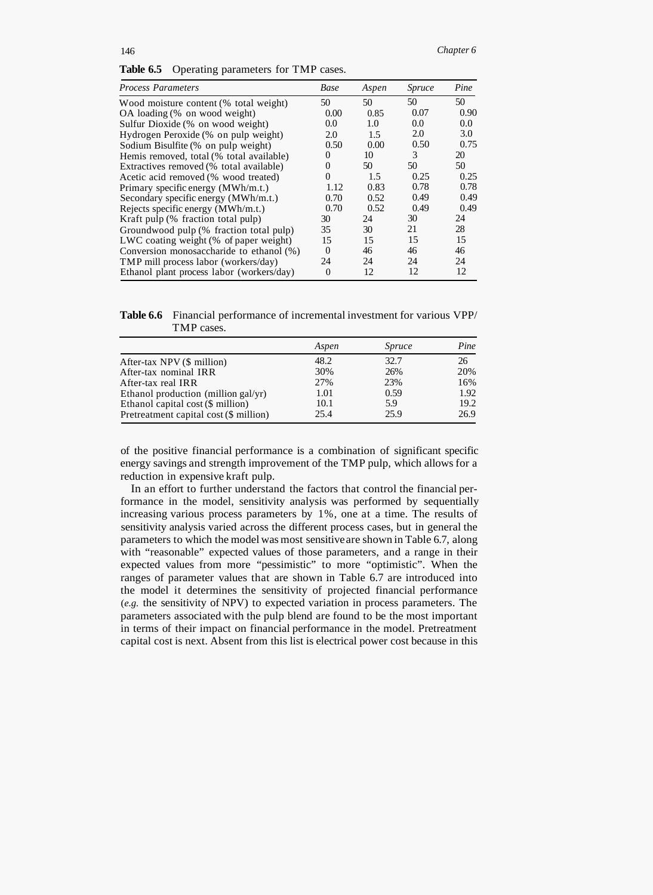**Table 6.5** Operating parameters for TMP cases.

| *Process Parameters* | *Base* | *Aspen* | *Spruce* | *Pine* |
|---|---|---|---|---|
| Wood moisture content (% total weight) | 50 | 50 | 50 | 50 |
| OA loading (% on wood weight) | 0.00 | 0.85 | 0.07 | 0.90 |
| Sulfur Dioxide (% on wood weight) | 0.0 | 1.0 | 0.0 | 0.0 |
| Hydrogen Peroxide (% on pulp weight) | 2.0 | 1.5 | 2.0 | 3.0 |
| Sodium Bisulfite (% on pulp weight) | 0.50 | 0.00 | 0.50 | 0.75 |
| Hemis removed, total (% total available) | 0 | 10 | 3 | 20 |
| Extractives removed (% total available) | 0 | 50 | 50 | 50 |
| Acetic acid removed (% wood treated) | 0 | 1.5 | 0.25 | 0.25 |
| Primary specific energy (MWh/m.t.) | 1.12 | 0.83 | 0.78 | 0.78 |
| Secondary specific energy (MWh/m.t.) | 0.70 | 0.52 | 0.49 | 0.49 |
| Rejects specific energy (MWh/m.t.) | 0.70 | 0.52 | 0.49 | 0.49 |
| Kraft pulp (% fraction total pulp) | 30 | 24 | 30 | 24 |
| Groundwood pulp (% fraction total pulp) | 35 | 30 | 21 | 28 |
| LWC coating weight (% of paper weight) | 15 | 15 | 15 | 15 |
| Conversion monosaccharide to ethanol (%) | 0 | 46 | 46 | 46 |
| TMP mill process labor (workers/day) | 24 | 24 | 24 | 24 |
| Ethanol plant process labor (workers/day) | 0 | 12 | 12 | 12 |

**Table 6.6** Financial performance of incremental investment for various VPP/TMP cases.

| | *Aspen* | *Spruce* | *Pine* |
|---|---|---|---|
| After-tax NPV ($ million) | 48.2 | 32.7 | 26 |
| After-tax nominal IRR | 30% | 26% | 20% |
| After-tax real IRR | 27% | 23% | 16% |
| Ethanol production (million gal/yr) | 1.01 | 0.59 | 1.92 |
| Ethanol capital cost ($ million) | 10.1 | 5.9 | 19.2 |
| Pretreatment capital cost ($ million) | 25.4 | 25.9 | 26.9 |

of the positive financial performance is a combination of significant specific energy savings and strength improvement of the TMP pulp, which allows for a reduction in expensive kraft pulp.

In an effort to further understand the factors that control the financial performance in the model, sensitivity analysis was performed by sequentially increasing various process parameters by 1%, one at a time. The results of sensitivity analysis varied across the different process cases, but in general the parameters to which the model was most sensitive are shown in Table 6.7, along with "reasonable" expected values of those parameters, and a range in their expected values from more "pessimistic" to more "optimistic". When the ranges of parameter values that are shown in Table 6.7 are introduced into the model it determines the sensitivity of projected financial performance (*e.g.* the sensitivity of NPV) to expected variation in process parameters. The parameters associated with the pulp blend are found to be the most important in terms of their impact on financial performance in the model. Pretreatment capital cost is next. Absent from this list is electrical power cost because in this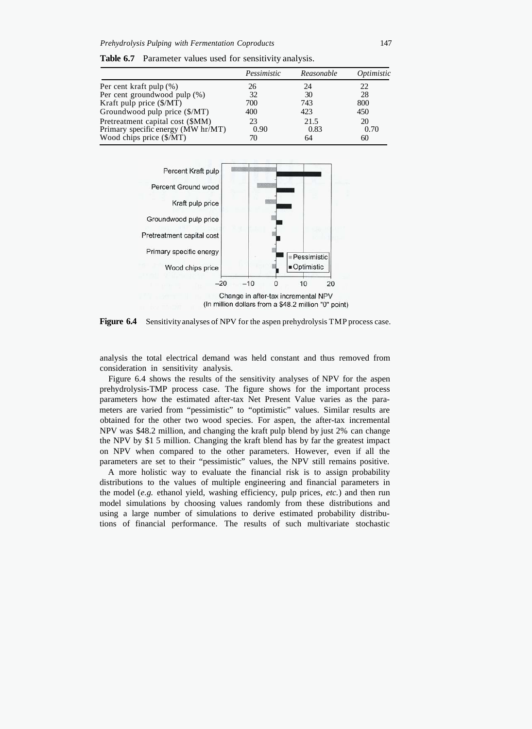**Table 6.7** Parameter values used for sensitivity analysis.

| | *Pessimistic* | *Reasonable* | *Optimistic* |
|---|---|---|---|
| Per cent kraft pulp (%) | 26 | 24 | 22 |
| Per cent groundwood pulp (%) | 32 | 30 | 28 |
| Kraft pulp price ($/MT) | 700 | 743 | 800 |
| Groundwood pulp price ($/MT) | 400 | 423 | 450 |
| Pretreatment capital cost ($MM) | 23 | 21.5 | 20 |
| Primary specific energy (MW hr/MT) | 0.90 | 0.83 | 0.70 |
| Wood chips price ($/MT) | 70 | 64 | 60 |

**Figure 6.4** Sensitivity analyses of NPV for the aspen prehydrolysis TMP process case.

analysis the total electrical demand was held constant and thus removed from consideration in sensitivity analysis.

Figure 6.4 shows the results of the sensitivity analyses of NPV for the aspen prehydrolysis-TMP process case. The figure shows for the important process parameters how the estimated after-tax Net Present Value varies as the parameters are varied from "pessimistic" to "optimistic" values. Similar results are obtained for the other two wood species. For aspen, the after-tax incremental NPV was $48.2 million, and changing the kraft pulp blend by just 2% can change the NPV by $1 5 million. Changing the kraft blend has by far the greatest impact on NPV when compared to the other parameters. However, even if all the parameters are set to their "pessimistic" values, the NPV still remains positive.

A more holistic way to evaluate the financial risk is to assign probability distributions to the values of multiple engineering and financial parameters in the model (*e.g.* ethanol yield, washing efficiency, pulp prices, *etc.*) and then run model simulations by choosing values randomly from these distributions and using a large number of simulations to derive estimated probability distributions of financial performance. The results of such multivariate stochastic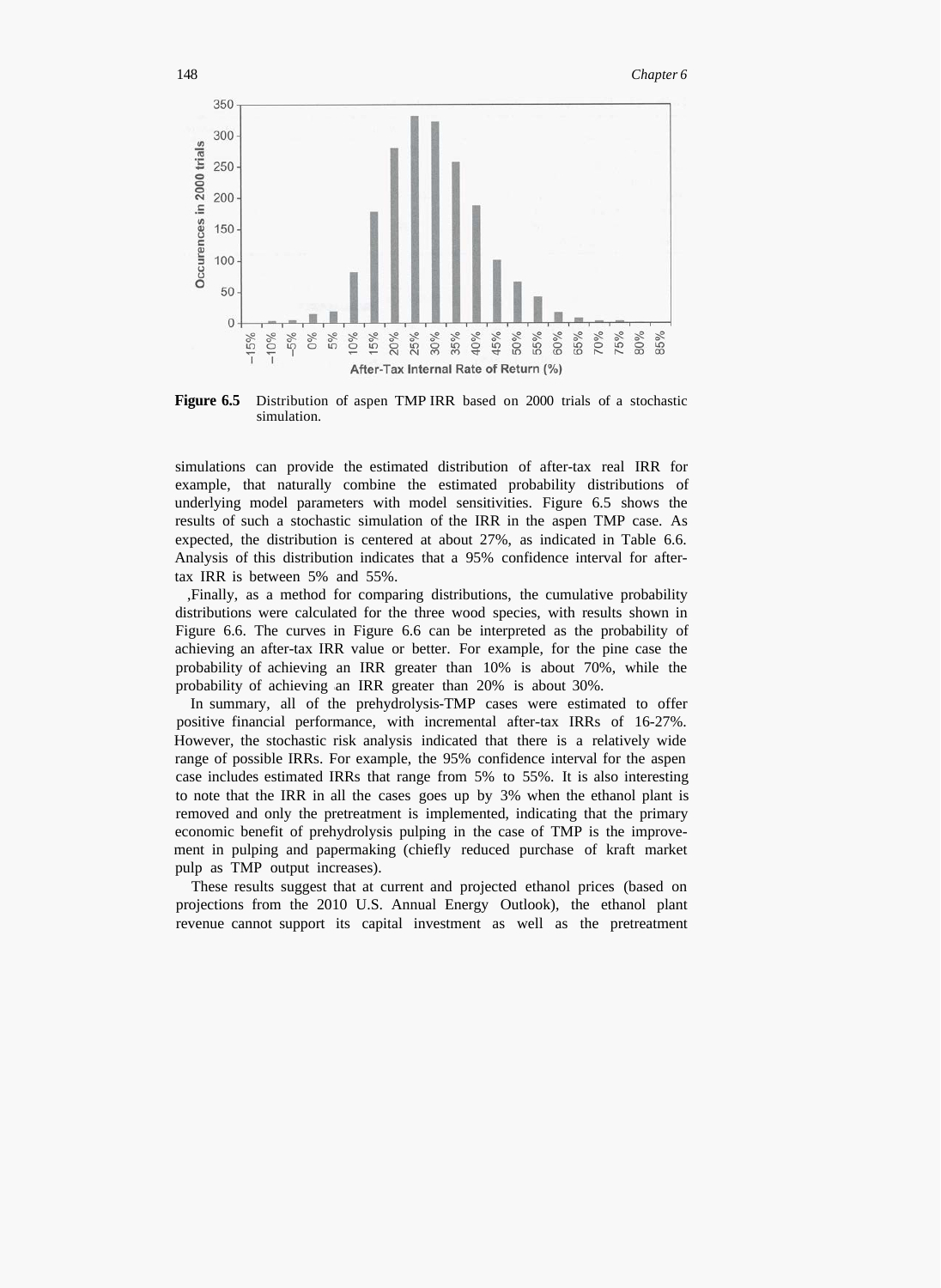**Figure 6.5** Distribution of aspen TMP IRR based on 2000 trials of a stochastic simulation.

simulations can provide the estimated distribution of after-tax real IRR for example, that naturally combine the estimated probability distributions of underlying model parameters with model sensitivities. Figure 6.5 shows the results of such a stochastic simulation of the IRR in the aspen TMP case. As expected, the distribution is centered at about 27%, as indicated in Table 6.6. Analysis of this distribution indicates that a 95% confidence interval for after-tax IRR is between 5% and 55%.

,Finally, as a method for comparing distributions, the cumulative probability distributions were calculated for the three wood species, with results shown in Figure 6.6. The curves in Figure 6.6 can be interpreted as the probability of achieving an after-tax IRR value or better. For example, for the pine case the probability of achieving an IRR greater than 10% is about 70%, while the probability of achieving an IRR greater than 20% is about 30%.

In summary, all of the prehydrolysis-TMP cases were estimated to offer positive financial performance, with incremental after-tax IRRs of 16-27%. However, the stochastic risk analysis indicated that there is a relatively wide range of possible IRRs. For example, the 95% confidence interval for the aspen case includes estimated IRRs that range from 5% to 55%. It is also interesting to note that the IRR in all the cases goes up by 3% when the ethanol plant is removed and only the pretreatment is implemented, indicating that the primary economic benefit of prehydrolysis pulping in the case of TMP is the improvement in pulping and papermaking (chiefly reduced purchase of kraft market pulp as TMP output increases).

These results suggest that at current and projected ethanol prices (based on projections from the 2010 U.S. Annual Energy Outlook), the ethanol plant revenue cannot support its capital investment as well as the pretreatment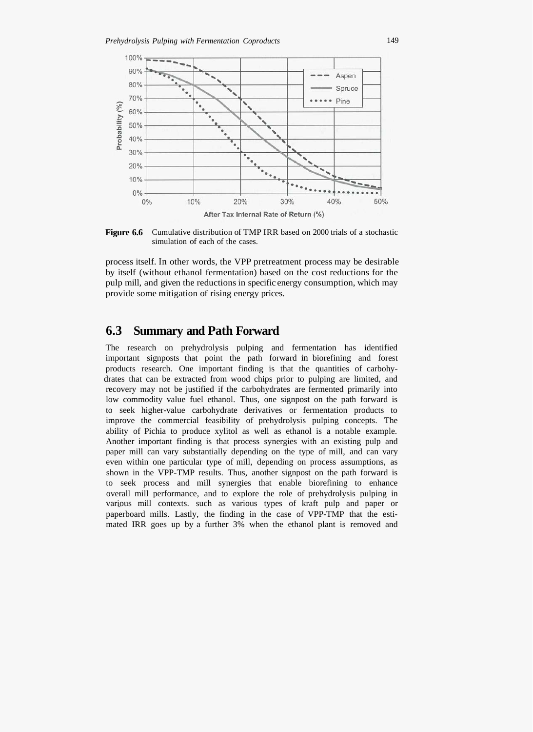**Figure 6.6** Cumulative distribution of TMP IRR based on 2000 trials of a stochastic simulation of each of the cases.

process itself. In other words, the VPP pretreatment process may be desirable by itself (without ethanol fermentation) based on the cost reductions for the pulp mill, and given the reductions in specific energy consumption, which may provide some mitigation of rising energy prices.

## 6.3 Summary and Path Forward

The research on prehydrolysis pulping and fermentation has identified important signposts that point the path forward in biorefining and forest products research. One important finding is that the quantities of carbohydrates that can be extracted from wood chips prior to pulping are limited, and recovery may not be justified if the carbohydrates are fermented primarily into low commodity value fuel ethanol. Thus, one signpost on the path forward is to seek higher-value carbohydrate derivatives or fermentation products to improve the commercial feasibility of prehydrolysis pulping concepts. The ability of Pichia to produce xylitol as well as ethanol is a notable example. Another important finding is that process synergies with an existing pulp and paper mill can vary substantially depending on the type of mill, and can vary even within one particular type of mill, depending on process assumptions, as shown in the VPP-TMP results. Thus, another signpost on the path forward is to seek process and mill synergies that enable biorefining to enhance overall mill performance, and to explore the role of prehydrolysis pulping in various mill contexts. such as various types of kraft pulp and paper or paperboard mills. Lastly, the finding in the case of VPP-TMP that the estimated IRR goes up by a further 3% when the ethanol plant is removed and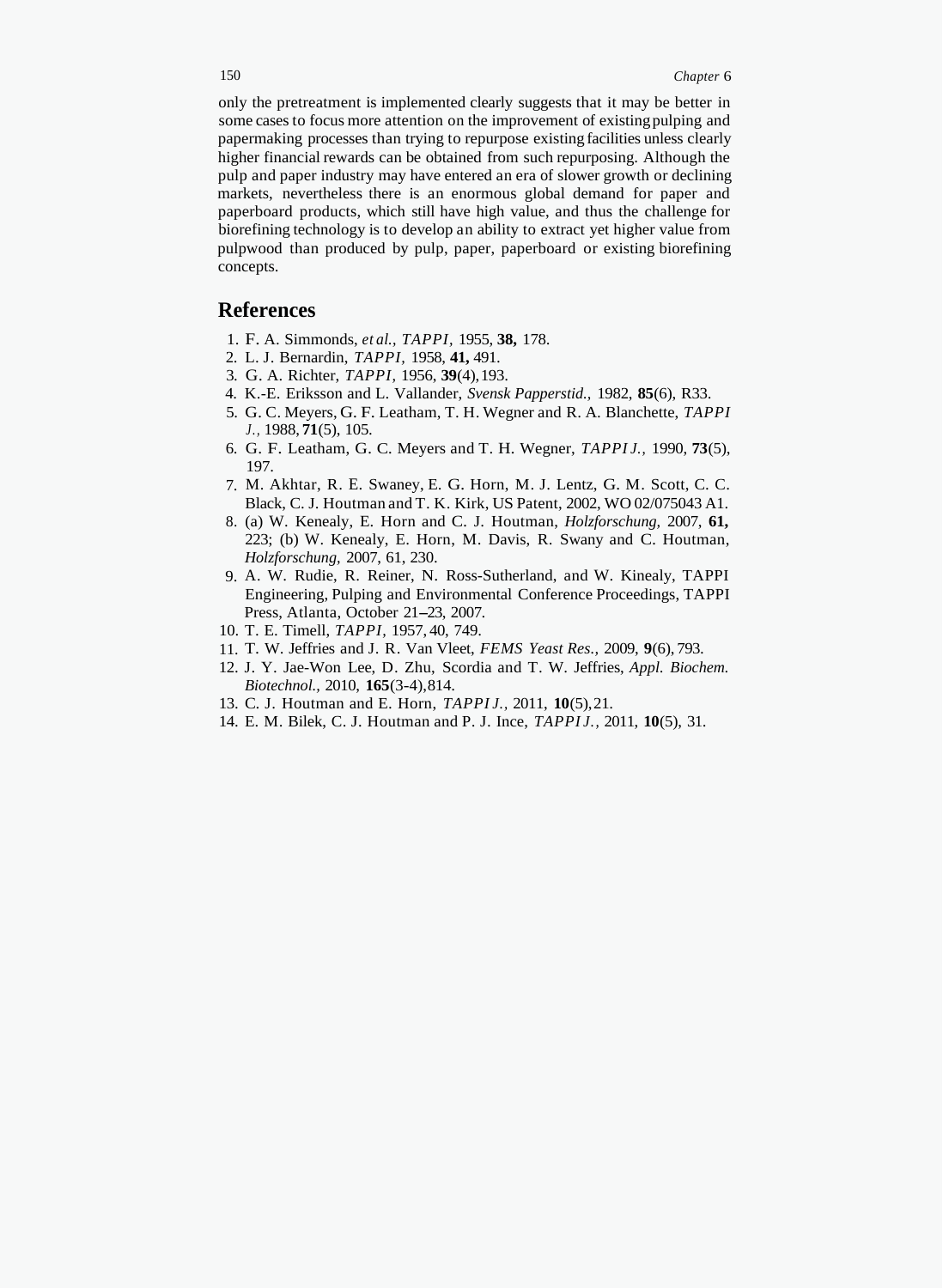only the pretreatment is implemented clearly suggests that it may be better in some cases to focus more attention on the improvement of existing pulping and papermaking processes than trying to repurpose existing facilities unless clearly higher financial rewards can be obtained from such repurposing. Although the pulp and paper industry may have entered an era of slower growth or declining markets, nevertheless there is an enormous global demand for paper and paperboard products, which still have high value, and thus the challenge for biorefining technology is to develop an ability to extract yet higher value from pulpwood than produced by pulp, paper, paperboard or existing biorefining concepts.

## References

1. F. A. Simmonds, *et al.*, *TAPPI*, 1955, **38,** 178.
2. L. J. Bernardin, *TAPPI*, 1958, **41,** 491.
3. G. A. Richter, *TAPPI*, 1956, **39**(4), 193.
4. K.-E. Eriksson and L. Vallander, *Svensk Papperstid.*, 1982, **85**(6), R33.
5. G. C. Meyers, G. F. Leatham, T. H. Wegner and R. A. Blanchette, *TAPPI J.*, 1988, **71**(5), 105.
6. G. F. Leatham, G. C. Meyers and T. H. Wegner, *TAPPI J.*, 1990, **73**(5), 197.
7. M. Akhtar, R. E. Swaney, E. G. Horn, M. J. Lentz, G. M. Scott, C. C. Black, C. J. Houtman and T. K. Kirk, US Patent, 2002, WO 02/075043 A1.
8. (a) W. Kenealy, E. Horn and C. J. Houtman, *Holzforschung*, 2007, **61,** 223; (b) W. Kenealy, E. Horn, M. Davis, R. Swany and C. Houtman, *Holzforschung*, 2007, 61, 230.
9. A. W. Rudie, R. Reiner, N. Ross-Sutherland, and W. Kinealy, TAPPI Engineering, Pulping and Environmental Conference Proceedings, TAPPI Press, Atlanta, October 21–23, 2007.
10. T. E. Timell, *TAPPI*, 1957, 40, 749.
11. T. W. Jeffries and J. R. Van Vleet, *FEMS Yeast Res.*, 2009, **9**(6), 793.
12. J. Y. Jae-Won Lee, D. Zhu, Scordia and T. W. Jeffries, *Appl. Biochem. Biotechnol.*, 2010, **165**(3-4), 814.
13. C. J. Houtman and E. Horn, *TAPPI J.*, 2011, **10**(5), 21.
14. E. M. Bilek, C. J. Houtman and P. J. Ince, *TAPPI J.*, 2011, **10**(5), 31.